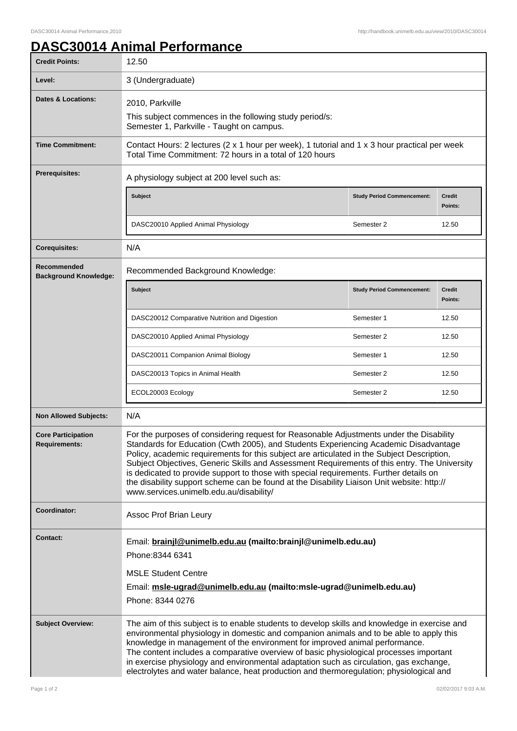# DASC30014 Animal Performance

| | |
|---|---|
| **Credit Points:** | 12.50 |
| **Level:** | 3 (Undergraduate) |
| **Dates & Locations:** | 2010, Parkville<br>This subject commences in the following study period/s:<br>Semester 1, Parkville - Taught on campus. |
| **Time Commitment:** | Contact Hours: 2 lectures (2 x 1 hour per week), 1 tutorial and 1 x 3 hour practical per week<br>Total Time Commitment: 72 hours in a total of 120 hours |
| **Prerequisites:** | A physiology subject at 200 level such as:<br>**Subject** / **Study Period Commencement:** / **Credit Points:**<br>DASC20010 Applied Animal Physiology / Semester 2 / 12.50 |
| **Corequisites:** | N/A |
| **Recommended Background Knowledge:** | Recommended Background Knowledge:<br>**Subject** / **Study Period Commencement:** / **Credit Points:**<br>DASC20012 Comparative Nutrition and Digestion / Semester 1 / 12.50<br>DASC20010 Applied Animal Physiology / Semester 2 / 12.50<br>DASC20011 Companion Animal Biology / Semester 1 / 12.50<br>DASC20013 Topics in Animal Health / Semester 2 / 12.50<br>ECOL20003 Ecology / Semester 2 / 12.50 |
| **Non Allowed Subjects:** | N/A |
| **Core Participation Requirements:** | For the purposes of considering request for Reasonable Adjustments under the Disability Standards for Education (Cwth 2005), and Students Experiencing Academic Disadvantage Policy, academic requirements for this subject are articulated in the Subject Description, Subject Objectives, Generic Skills and Assessment Requirements of this entry. The University is dedicated to provide support to those with special requirements. Further details on the disability support scheme can be found at the Disability Liaison Unit website: http://www.services.unimelb.edu.au/disability/ |
| **Coordinator:** | Assoc Prof Brian Leury |
| **Contact:** | Email: **brainjl@unimelb.edu.au (mailto:brainjl@unimelb.edu.au)**<br>Phone:8344 6341<br>MSLE Student Centre<br>Email: **msle-ugrad@unimelb.edu.au (mailto:msle-ugrad@unimelb.edu.au)**<br>Phone: 8344 0276 |
| **Subject Overview:** | The aim of this subject is to enable students to develop skills and knowledge in exercise and environmental physiology in domestic and companion animals and to be able to apply this knowledge in management of the environment for improved animal performance.<br>The content includes a comparative overview of basic physiological processes important in exercise physiology and environmental adaptation such as circulation, gas exchange, electrolytes and water balance, heat production and thermoregulation; physiological and |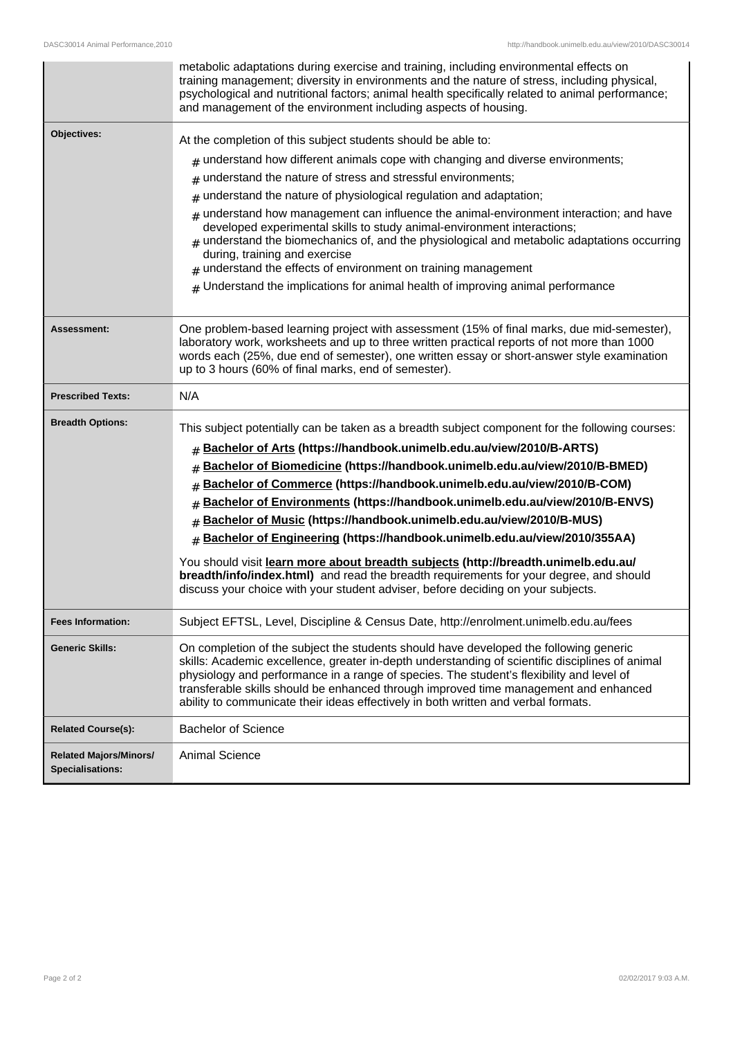| | |
|---|---|
| | metabolic adaptations during exercise and training, including environmental effects on training management; diversity in environments and the nature of stress, including physical, psychological and nutritional factors; animal health specifically related to animal performance; and management of the environment including aspects of housing. |
| **Objectives:** | At the completion of this subject students should be able to:<br># understand how different animals cope with changing and diverse environments;<br># understand the nature of stress and stressful environments;<br># understand the nature of physiological regulation and adaptation;<br># understand how management can influence the animal-environment interaction; and have developed experimental skills to study animal-environment interactions;<br># understand the biomechanics of, and the physiological and metabolic adaptations occurring during, training and exercise<br># understand the effects of environment on training management<br># Understand the implications for animal health of improving animal performance |
| **Assessment:** | One problem-based learning project with assessment (15% of final marks, due mid-semester), laboratory work, worksheets and up to three written practical reports of not more than 1000 words each (25%, due end of semester), one written essay or short-answer style examination up to 3 hours (60% of final marks, end of semester). |
| **Prescribed Texts:** | N/A |
| **Breadth Options:** | This subject potentially can be taken as a breadth subject component for the following courses:<br># **Bachelor of Arts (https://handbook.unimelb.edu.au/view/2010/B-ARTS)**<br># **Bachelor of Biomedicine (https://handbook.unimelb.edu.au/view/2010/B-BMED)**<br># **Bachelor of Commerce (https://handbook.unimelb.edu.au/view/2010/B-COM)**<br># **Bachelor of Environments (https://handbook.unimelb.edu.au/view/2010/B-ENVS)**<br># **Bachelor of Music (https://handbook.unimelb.edu.au/view/2010/B-MUS)**<br># **Bachelor of Engineering (https://handbook.unimelb.edu.au/view/2010/355AA)**<br>You should visit **learn more about breadth subjects (http://breadth.unimelb.edu.au/breadth/info/index.html)** and read the breadth requirements for your degree, and should discuss your choice with your student adviser, before deciding on your subjects. |
| **Fees Information:** | Subject EFTSL, Level, Discipline & Census Date, http://enrolment.unimelb.edu.au/fees |
| **Generic Skills:** | On completion of the subject the students should have developed the following generic skills: Academic excellence, greater in-depth understanding of scientific disciplines of animal physiology and performance in a range of species. The student's flexibility and level of transferable skills should be enhanced through improved time management and enhanced ability to communicate their ideas effectively in both written and verbal formats. |
| **Related Course(s):** | Bachelor of Science |
| **Related Majors/Minors/ Specialisations:** | Animal Science |